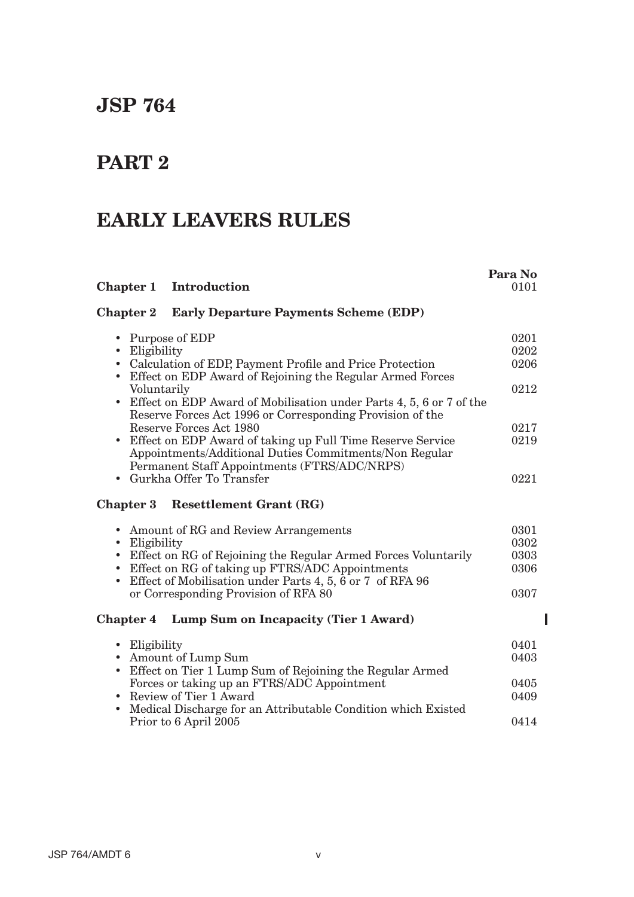# JSP 764

# PART 2

# EARLY LEAVERS RULES

| | | Para No |
|---|---|---|
| **Chapter 1** | **Introduction** | 0101 |
| **Chapter 2** | **Early Departure Payments Scheme (EDP)** | |
| | • Purpose of EDP | 0201 |
| | • Eligibility | 0202 |
| | • Calculation of EDP, Payment Profile and Price Protection | 0206 |
| | • Effect on EDP Award of Rejoining the Regular Armed Forces Voluntarily | 0212 |
| | • Effect on EDP Award of Mobilisation under Parts 4, 5, 6 or 7 of the Reserve Forces Act 1996 or Corresponding Provision of the Reserve Forces Act 1980 | 0217 |
| | • Effect on EDP Award of taking up Full Time Reserve Service Appointments/Additional Duties Commitments/Non Regular Permanent Staff Appointments (FTRS/ADC/NRPS) | 0219 |
| | • Gurkha Offer To Transfer | 0221 |
| **Chapter 3** | **Resettlement Grant (RG)** | |
| | • Amount of RG and Review Arrangements | 0301 |
| | • Eligibility | 0302 |
| | • Effect on RG of Rejoining the Regular Armed Forces Voluntarily | 0303 |
| | • Effect on RG of taking up FTRS/ADC Appointments | 0306 |
| | • Effect of Mobilisation under Parts 4, 5, 6 or 7 of RFA 96 or Corresponding Provision of RFA 80 | 0307 |
| **Chapter 4** | **Lump Sum on Incapacity (Tier 1 Award)** | |
| | • Eligibility | 0401 |
| | • Amount of Lump Sum | 0403 |
| | • Effect on Tier 1 Lump Sum of Rejoining the Regular Armed Forces or taking up an FTRS/ADC Appointment | 0405 |
| | • Review of Tier 1 Award | 0409 |
| | • Medical Discharge for an Attributable Condition which Existed Prior to 6 April 2005 | 0414 |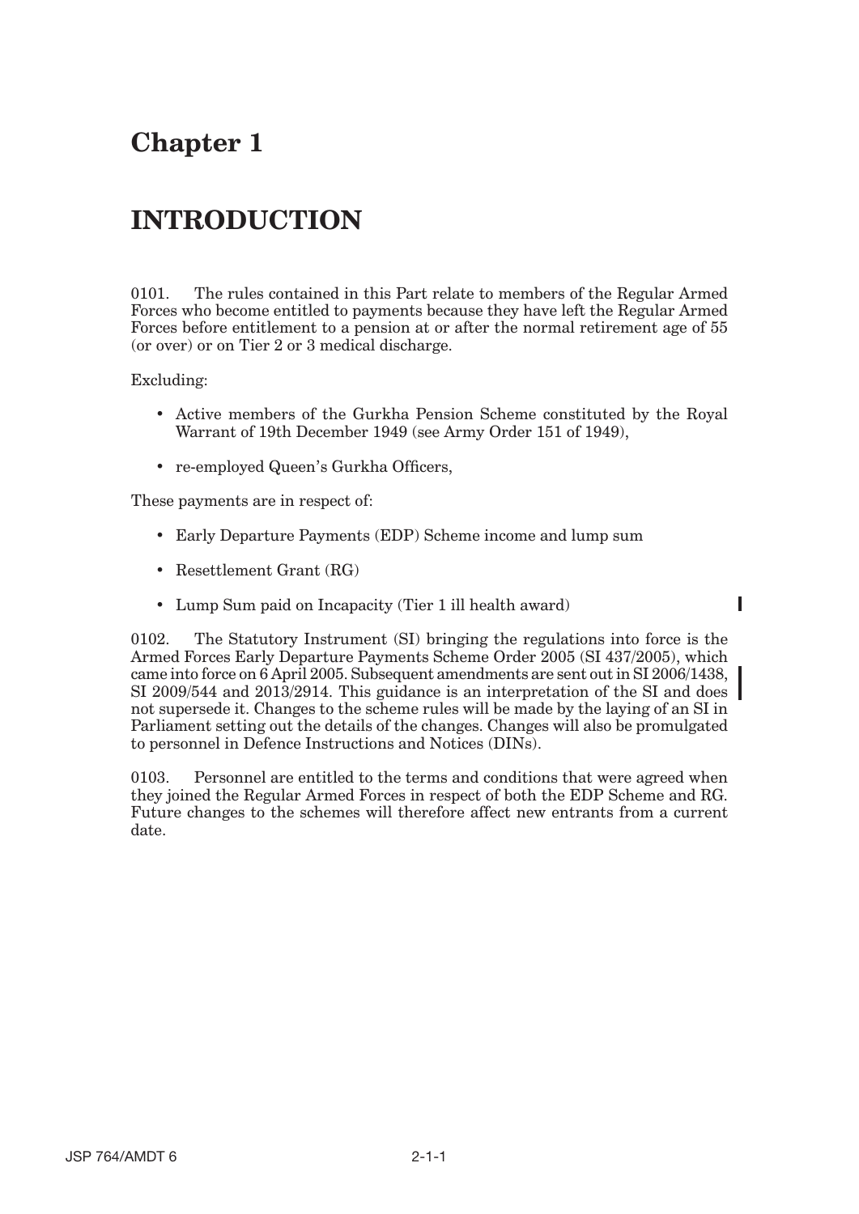# Chapter 1

# INTRODUCTION

0101. The rules contained in this Part relate to members of the Regular Armed Forces who become entitled to payments because they have left the Regular Armed Forces before entitlement to a pension at or after the normal retirement age of 55 (or over) or on Tier 2 or 3 medical discharge.

Excluding:

- Active members of the Gurkha Pension Scheme constituted by the Royal Warrant of 19th December 1949 (see Army Order 151 of 1949),
- re-employed Queen's Gurkha Officers,

These payments are in respect of:

- Early Departure Payments (EDP) Scheme income and lump sum
- Resettlement Grant (RG)
- Lump Sum paid on Incapacity (Tier 1 ill health award)

0102. The Statutory Instrument (SI) bringing the regulations into force is the Armed Forces Early Departure Payments Scheme Order 2005 (SI 437/2005), which came into force on 6 April 2005. Subsequent amendments are sent out in SI 2006/1438, SI 2009/544 and 2013/2914. This guidance is an interpretation of the SI and does not supersede it. Changes to the scheme rules will be made by the laying of an SI in Parliament setting out the details of the changes. Changes will also be promulgated to personnel in Defence Instructions and Notices (DINs).

0103. Personnel are entitled to the terms and conditions that were agreed when they joined the Regular Armed Forces in respect of both the EDP Scheme and RG. Future changes to the schemes will therefore affect new entrants from a current date.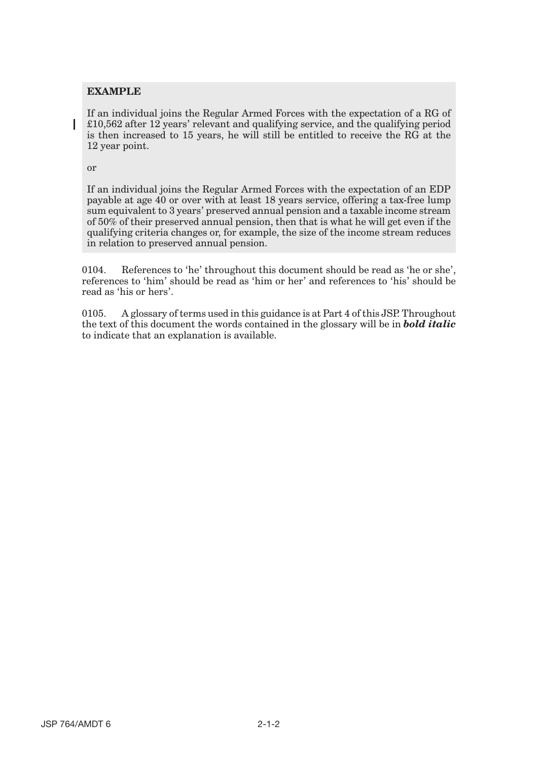**EXAMPLE**

If an individual joins the Regular Armed Forces with the expectation of a RG of £10,562 after 12 years' relevant and qualifying service, and the qualifying period is then increased to 15 years, he will still be entitled to receive the RG at the 12 year point.

or

If an individual joins the Regular Armed Forces with the expectation of an EDP payable at age 40 or over with at least 18 years service, offering a tax-free lump sum equivalent to 3 years' preserved annual pension and a taxable income stream of 50% of their preserved annual pension, then that is what he will get even if the qualifying criteria changes or, for example, the size of the income stream reduces in relation to preserved annual pension.

0104. References to 'he' throughout this document should be read as 'he or she', references to 'him' should be read as 'him or her' and references to 'his' should be read as 'his or hers'.

0105. A glossary of terms used in this guidance is at Part 4 of this JSP. Throughout the text of this document the words contained in the glossary will be in ***bold italic*** to indicate that an explanation is available.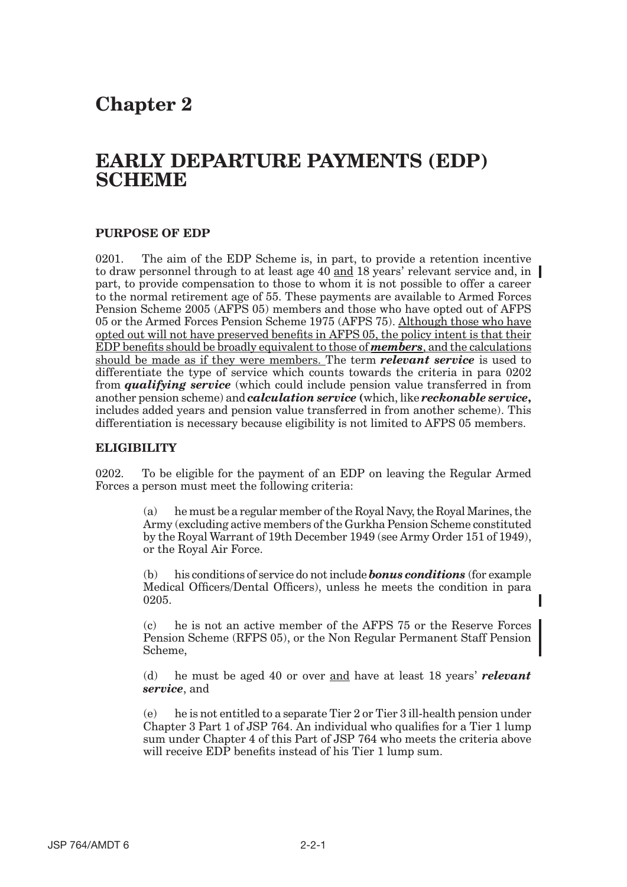# Chapter 2

# EARLY DEPARTURE PAYMENTS (EDP) SCHEME

### PURPOSE OF EDP

0201. The aim of the EDP Scheme is, in part, to provide a retention incentive to draw personnel through to at least age 40 <u>and</u> 18 years' relevant service and, in part, to provide compensation to those to whom it is not possible to offer a career to the normal retirement age of 55. These payments are available to Armed Forces Pension Scheme 2005 (AFPS 05) members and those who have opted out of AFPS 05 or the Armed Forces Pension Scheme 1975 (AFPS 75). <u>Although those who have opted out will not have preserved benefits in AFPS 05, the policy intent is that their EDP benefits should be broadly equivalent to those of</u> <u>***members***</u><u>, and the calculations should be made as if they were members.</u> The term ***relevant service*** is used to differentiate the type of service which counts towards the criteria in para 0202 from ***qualifying service*** (which could include pension value transferred in from another pension scheme) and ***calculation service*** **(**which, like ***reckonable service*****,** includes added years and pension value transferred in from another scheme). This differentiation is necessary because eligibility is not limited to AFPS 05 members.

### ELIGIBILITY

0202. To be eligible for the payment of an EDP on leaving the Regular Armed Forces a person must meet the following criteria:

(a) he must be a regular member of the Royal Navy, the Royal Marines, the Army (excluding active members of the Gurkha Pension Scheme constituted by the Royal Warrant of 19th December 1949 (see Army Order 151 of 1949), or the Royal Air Force.

(b) his conditions of service do not include ***bonus conditions*** (for example Medical Officers/Dental Officers), unless he meets the condition in para 0205.

(c) he is not an active member of the AFPS 75 or the Reserve Forces Pension Scheme (RFPS 05), or the Non Regular Permanent Staff Pension Scheme,

(d) he must be aged 40 or over <u>and</u> have at least 18 years' ***relevant service***, and

(e) he is not entitled to a separate Tier 2 or Tier 3 ill-health pension under Chapter 3 Part 1 of JSP 764. An individual who qualifies for a Tier 1 lump sum under Chapter 4 of this Part of JSP 764 who meets the criteria above will receive EDP benefits instead of his Tier 1 lump sum.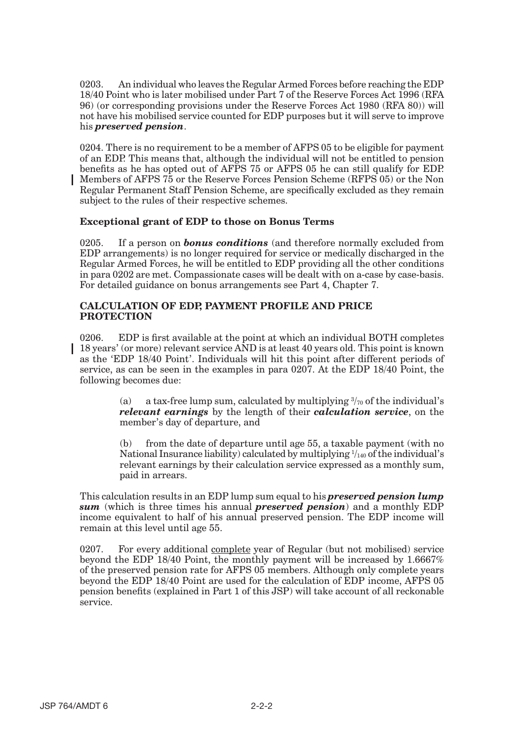0203. An individual who leaves the Regular Armed Forces before reaching the EDP 18/40 Point who is later mobilised under Part 7 of the Reserve Forces Act 1996 (RFA 96) (or corresponding provisions under the Reserve Forces Act 1980 (RFA 80)) will not have his mobilised service counted for EDP purposes but it will serve to improve his ***preserved pension***.

0204. There is no requirement to be a member of AFPS 05 to be eligible for payment of an EDP. This means that, although the individual will not be entitled to pension benefits as he has opted out of AFPS 75 or AFPS 05 he can still qualify for EDP. Members of AFPS 75 or the Reserve Forces Pension Scheme (RFPS 05) or the Non Regular Permanent Staff Pension Scheme, are specifically excluded as they remain subject to the rules of their respective schemes.

### Exceptional grant of EDP to those on Bonus Terms

0205. If a person on ***bonus conditions*** (and therefore normally excluded from EDP arrangements) is no longer required for service or medically discharged in the Regular Armed Forces, he will be entitled to EDP providing all the other conditions in para 0202 are met. Compassionate cases will be dealt with on a-case by case-basis. For detailed guidance on bonus arrangements see Part 4, Chapter 7.

### CALCULATION OF EDP, PAYMENT PROFILE AND PRICE PROTECTION

0206. EDP is first available at the point at which an individual BOTH completes 18 years' (or more) relevant service AND is at least 40 years old. This point is known as the 'EDP 18/40 Point'. Individuals will hit this point after different periods of service, as can be seen in the examples in para 0207. At the EDP 18/40 Point, the following becomes due:

(a) a tax-free lump sum, calculated by multiplying $^{3}/_{70}$ of the individual's ***relevant earnings*** by the length of their ***calculation service***, on the member's day of departure, and

(b) from the date of departure until age 55, a taxable payment (with no National Insurance liability) calculated by multiplying $^{1}/_{140}$ of the individual's relevant earnings by their calculation service expressed as a monthly sum, paid in arrears.

This calculation results in an EDP lump sum equal to his ***preserved pension lump sum*** (which is three times his annual ***preserved pension***) and a monthly EDP income equivalent to half of his annual preserved pension. The EDP income will remain at this level until age 55.

0207. For every additional complete year of Regular (but not mobilised) service beyond the EDP 18/40 Point, the monthly payment will be increased by 1.6667% of the preserved pension rate for AFPS 05 members. Although only complete years beyond the EDP 18/40 Point are used for the calculation of EDP income, AFPS 05 pension benefits (explained in Part 1 of this JSP) will take account of all reckonable service.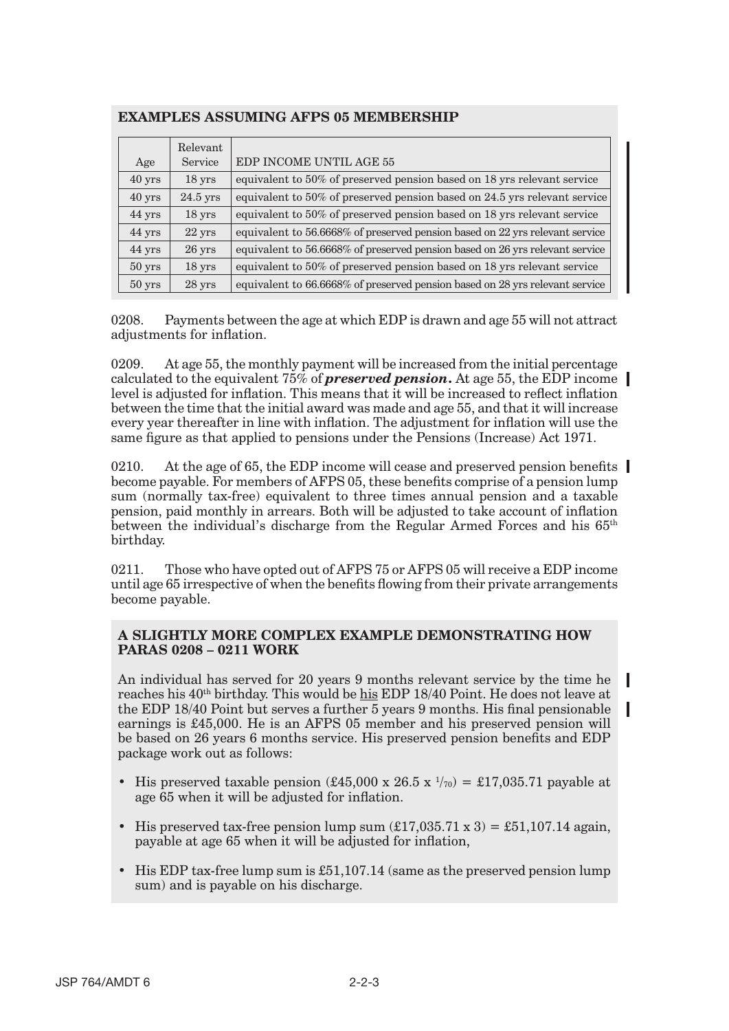**EXAMPLES ASSUMING AFPS 05 MEMBERSHIP**

| Age | Relevant Service | EDP INCOME UNTIL AGE 55 |
|---|---|---|
| 40 yrs | 18 yrs | equivalent to 50% of preserved pension based on 18 yrs relevant service |
| 40 yrs | 24.5 yrs | equivalent to 50% of preserved pension based on 24.5 yrs relevant service |
| 44 yrs | 18 yrs | equivalent to 50% of preserved pension based on 18 yrs relevant service |
| 44 yrs | 22 yrs | equivalent to 56.6668% of preserved pension based on 22 yrs relevant service |
| 44 yrs | 26 yrs | equivalent to 56.6668% of preserved pension based on 26 yrs relevant service |
| 50 yrs | 18 yrs | equivalent to 50% of preserved pension based on 18 yrs relevant service |
| 50 yrs | 28 yrs | equivalent to 66.6668% of preserved pension based on 28 yrs relevant service |

0208. Payments between the age at which EDP is drawn and age 55 will not attract adjustments for inflation.

0209. At age 55, the monthly payment will be increased from the initial percentage calculated to the equivalent 75% of ***preserved pension*.** At age 55, the EDP income level is adjusted for inflation. This means that it will be increased to reflect inflation between the time that the initial award was made and age 55, and that it will increase every year thereafter in line with inflation. The adjustment for inflation will use the same figure as that applied to pensions under the Pensions (Increase) Act 1971.

0210. At the age of 65, the EDP income will cease and preserved pension benefits become payable. For members of AFPS 05, these benefits comprise of a pension lump sum (normally tax-free) equivalent to three times annual pension and a taxable pension, paid monthly in arrears. Both will be adjusted to take account of inflation between the individual's discharge from the Regular Armed Forces and his 65th birthday.

0211. Those who have opted out of AFPS 75 or AFPS 05 will receive a EDP income until age 65 irrespective of when the benefits flowing from their private arrangements become payable.

**A SLIGHTLY MORE COMPLEX EXAMPLE DEMONSTRATING HOW PARAS 0208 – 0211 WORK**

An individual has served for 20 years 9 months relevant service by the time he reaches his 40th birthday. This would be his EDP 18/40 Point. He does not leave at the EDP 18/40 Point but serves a further 5 years 9 months. His final pensionable earnings is £45,000. He is an AFPS 05 member and his preserved pension will be based on 26 years 6 months service. His preserved pension benefits and EDP package work out as follows:

- His preserved taxable pension (£45,000 x 26.5 x $^1/_{70}$) = £17,035.71 payable at age 65 when it will be adjusted for inflation.
- His preserved tax-free pension lump sum (£17,035.71 x 3) = £51,107.14 again, payable at age 65 when it will be adjusted for inflation,
- His EDP tax-free lump sum is £51,107.14 (same as the preserved pension lump sum) and is payable on his discharge.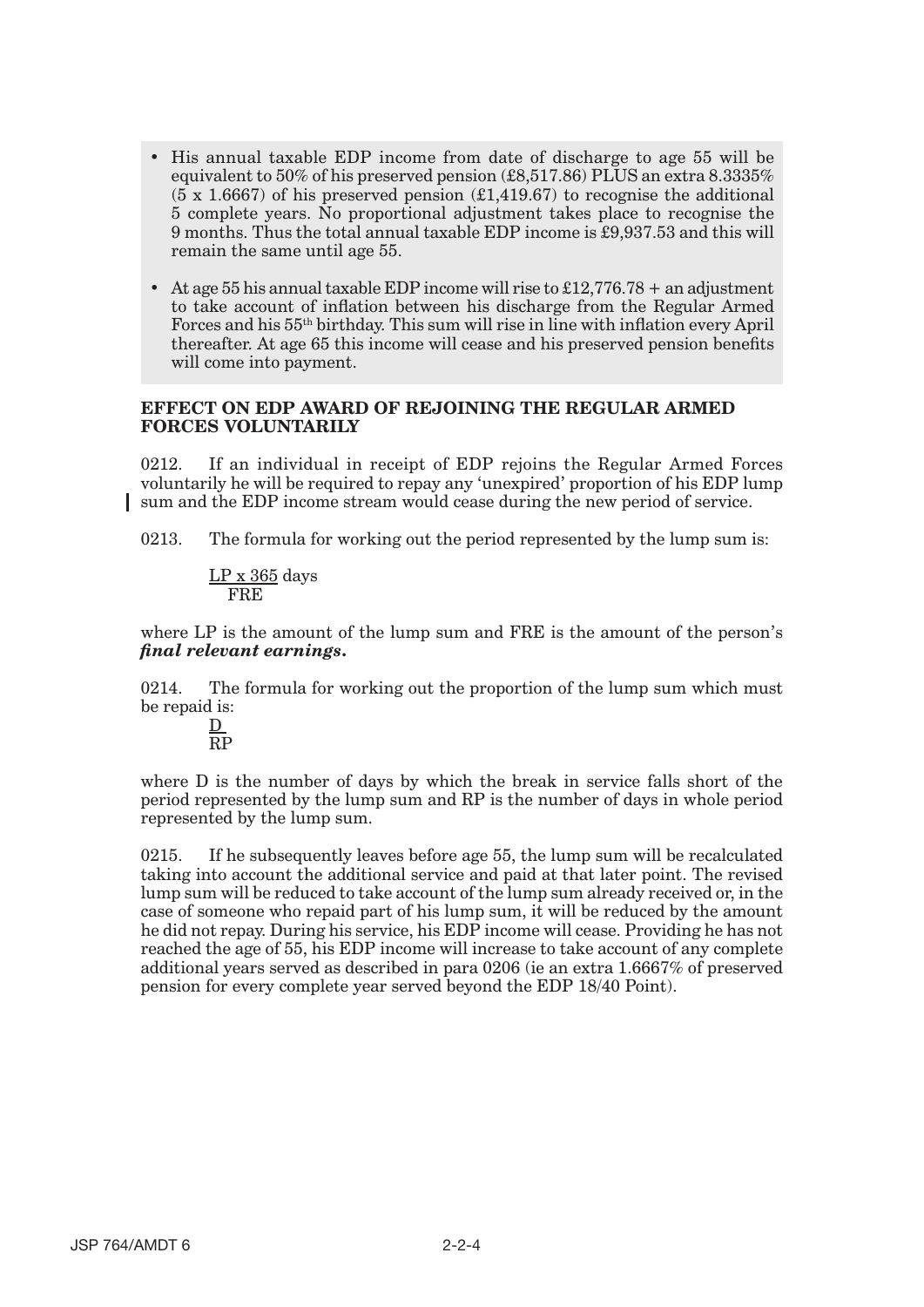- His annual taxable EDP income from date of discharge to age 55 will be equivalent to 50% of his preserved pension (£8,517.86) PLUS an extra 8.3335% (5 x 1.6667) of his preserved pension (£1,419.67) to recognise the additional 5 complete years. No proportional adjustment takes place to recognise the 9 months. Thus the total annual taxable EDP income is £9,937.53 and this will remain the same until age 55.

- At age 55 his annual taxable EDP income will rise to £12,776.78 + an adjustment to take account of inflation between his discharge from the Regular Armed Forces and his 55th birthday. This sum will rise in line with inflation every April thereafter. At age 65 this income will cease and his preserved pension benefits will come into payment.

**EFFECT ON EDP AWARD OF REJOINING THE REGULAR ARMED FORCES VOLUNTARILY**

0212. If an individual in receipt of EDP rejoins the Regular Armed Forces voluntarily he will be required to repay any 'unexpired' proportion of his EDP lump sum and the EDP income stream would cease during the new period of service.

0213. The formula for working out the period represented by the lump sum is:

$$\frac{LP \times 365}{FRE} \text{ days}$$

where LP is the amount of the lump sum and FRE is the amount of the person's ***final relevant earnings.***

0214. The formula for working out the proportion of the lump sum which must be repaid is:

$$\frac{D}{RP}$$

where D is the number of days by which the break in service falls short of the period represented by the lump sum and RP is the number of days in whole period represented by the lump sum.

0215. If he subsequently leaves before age 55, the lump sum will be recalculated taking into account the additional service and paid at that later point. The revised lump sum will be reduced to take account of the lump sum already received or, in the case of someone who repaid part of his lump sum, it will be reduced by the amount he did not repay. During his service, his EDP income will cease. Providing he has not reached the age of 55, his EDP income will increase to take account of any complete additional years served as described in para 0206 (ie an extra 1.6667% of preserved pension for every complete year served beyond the EDP 18/40 Point).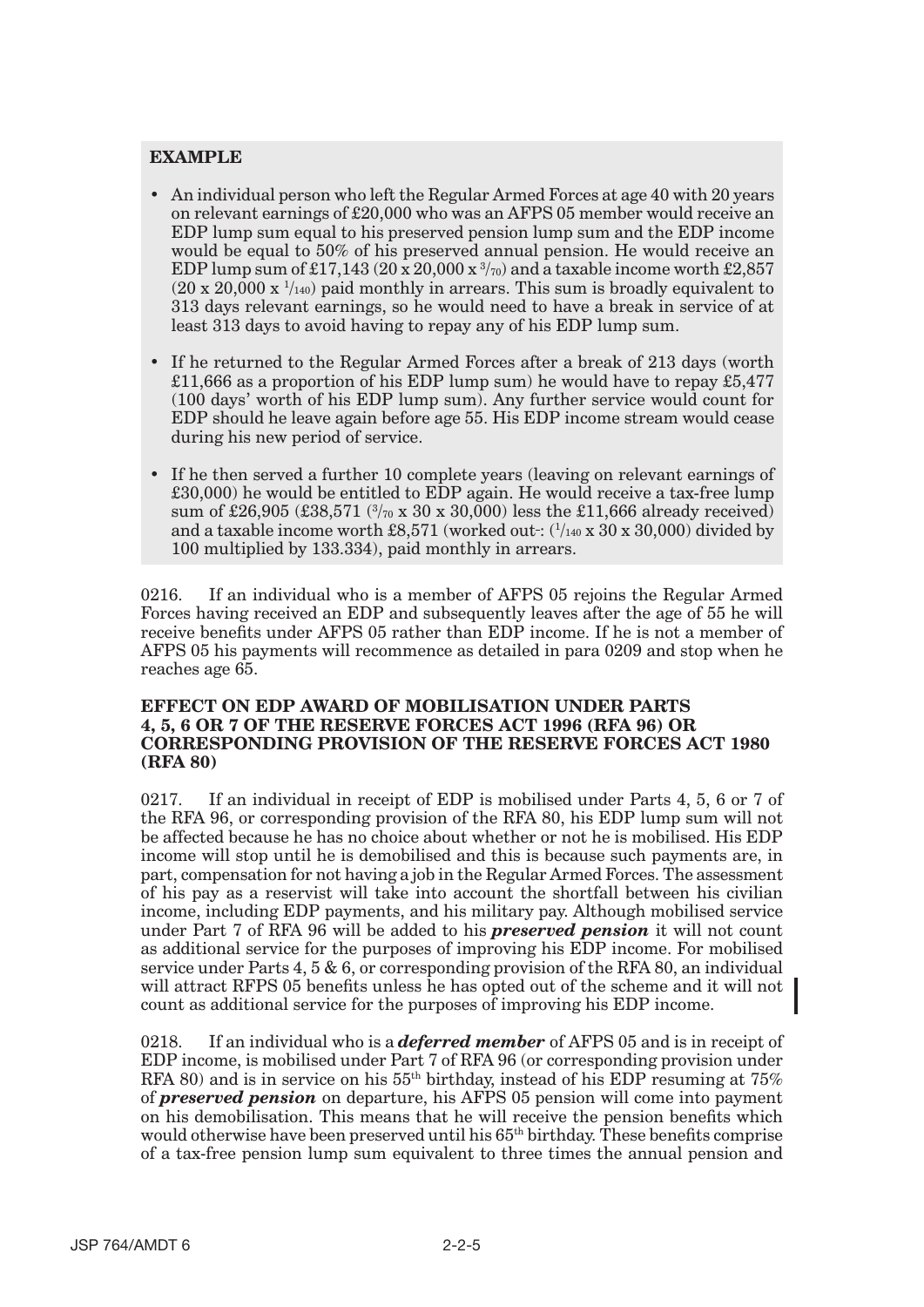**EXAMPLE**

- An individual person who left the Regular Armed Forces at age 40 with 20 years on relevant earnings of £20,000 who was an AFPS 05 member would receive an EDP lump sum equal to his preserved pension lump sum and the EDP income would be equal to 50% of his preserved annual pension. He would receive an EDP lump sum of £17,143 ($20 \times 20{,}000 \times {}^{3}/_{70}$) and a taxable income worth £2,857 ($20 \times 20{,}000 \times {}^{1}/_{140}$) paid monthly in arrears. This sum is broadly equivalent to 313 days relevant earnings, so he would need to have a break in service of at least 313 days to avoid having to repay any of his EDP lump sum.
- If he returned to the Regular Armed Forces after a break of 213 days (worth £11,666 as a proportion of his EDP lump sum) he would have to repay £5,477 (100 days' worth of his EDP lump sum). Any further service would count for EDP should he leave again before age 55. His EDP income stream would cease during his new period of service.
- If he then served a further 10 complete years (leaving on relevant earnings of £30,000) he would be entitled to EDP again. He would receive a tax-free lump sum of £26,905 (£38,571 (${}^{3}/_{70} \times 30 \times 30{,}000$) less the £11,666 already received) and a taxable income worth £8,571 (worked out-: (${}^{1}/_{140} \times 30 \times 30{,}000$) divided by 100 multiplied by 133.334), paid monthly in arrears.

0216. If an individual who is a member of AFPS 05 rejoins the Regular Armed Forces having received an EDP and subsequently leaves after the age of 55 he will receive benefits under AFPS 05 rather than EDP income. If he is not a member of AFPS 05 his payments will recommence as detailed in para 0209 and stop when he reaches age 65.

### EFFECT ON EDP AWARD OF MOBILISATION UNDER PARTS 4, 5, 6 OR 7 OF THE RESERVE FORCES ACT 1996 (RFA 96) OR CORRESPONDING PROVISION OF THE RESERVE FORCES ACT 1980 (RFA 80)

0217. If an individual in receipt of EDP is mobilised under Parts 4, 5, 6 or 7 of the RFA 96, or corresponding provision of the RFA 80, his EDP lump sum will not be affected because he has no choice about whether or not he is mobilised. His EDP income will stop until he is demobilised and this is because such payments are, in part, compensation for not having a job in the Regular Armed Forces. The assessment of his pay as a reservist will take into account the shortfall between his civilian income, including EDP payments, and his military pay. Although mobilised service under Part 7 of RFA 96 will be added to his ***preserved pension*** it will not count as additional service for the purposes of improving his EDP income. For mobilised service under Parts 4, 5 & 6, or corresponding provision of the RFA 80, an individual will attract RFPS 05 benefits unless he has opted out of the scheme and it will not count as additional service for the purposes of improving his EDP income.

0218. If an individual who is a ***deferred member*** of AFPS 05 and is in receipt of EDP income, is mobilised under Part 7 of RFA 96 (or corresponding provision under RFA 80) and is in service on his 55th birthday, instead of his EDP resuming at 75% of ***preserved pension*** on departure, his AFPS 05 pension will come into payment on his demobilisation. This means that he will receive the pension benefits which would otherwise have been preserved until his 65th birthday. These benefits comprise of a tax-free pension lump sum equivalent to three times the annual pension and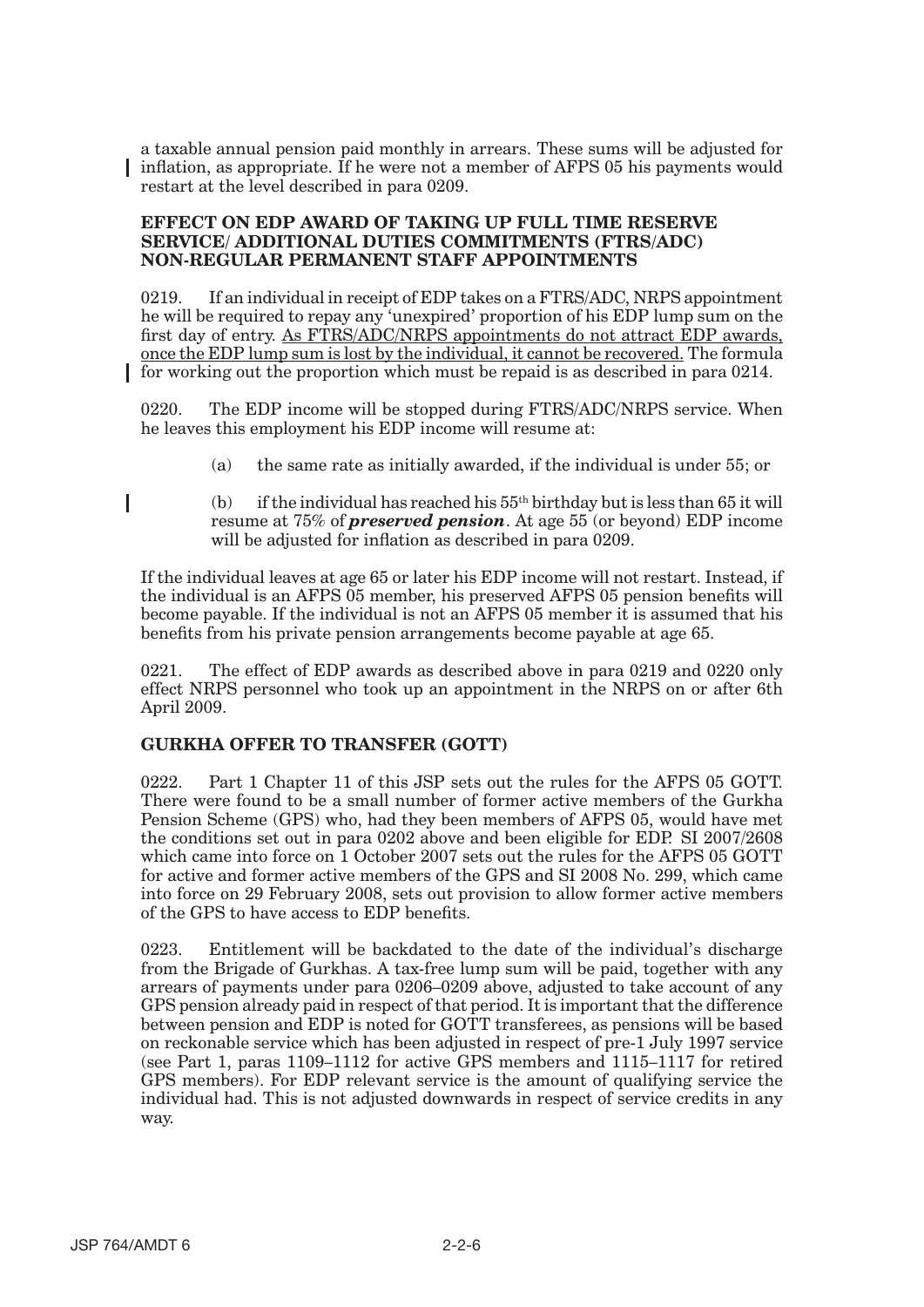a taxable annual pension paid monthly in arrears. These sums will be adjusted for inflation, as appropriate. If he were not a member of AFPS 05 his payments would restart at the level described in para 0209.

### EFFECT ON EDP AWARD OF TAKING UP FULL TIME RESERVE SERVICE/ ADDITIONAL DUTIES COMMITMENTS (FTRS/ADC) NON-REGULAR PERMANENT STAFF APPOINTMENTS

0219. If an individual in receipt of EDP takes on a FTRS/ADC, NRPS appointment he will be required to repay any 'unexpired' proportion of his EDP lump sum on the first day of entry. As FTRS/ADC/NRPS appointments do not attract EDP awards, once the EDP lump sum is lost by the individual, it cannot be recovered. The formula for working out the proportion which must be repaid is as described in para 0214.

0220. The EDP income will be stopped during FTRS/ADC/NRPS service. When he leaves this employment his EDP income will resume at:

(a) the same rate as initially awarded, if the individual is under 55; or

(b) if the individual has reached his 55th birthday but is less than 65 it will resume at 75% of ***preserved pension***. At age 55 (or beyond) EDP income will be adjusted for inflation as described in para 0209.

If the individual leaves at age 65 or later his EDP income will not restart. Instead, if the individual is an AFPS 05 member, his preserved AFPS 05 pension benefits will become payable. If the individual is not an AFPS 05 member it is assumed that his benefits from his private pension arrangements become payable at age 65.

0221. The effect of EDP awards as described above in para 0219 and 0220 only effect NRPS personnel who took up an appointment in the NRPS on or after 6th April 2009.

### GURKHA OFFER TO TRANSFER (GOTT)

0222. Part 1 Chapter 11 of this JSP sets out the rules for the AFPS 05 GOTT. There were found to be a small number of former active members of the Gurkha Pension Scheme (GPS) who, had they been members of AFPS 05, would have met the conditions set out in para 0202 above and been eligible for EDP. SI 2007/2608 which came into force on 1 October 2007 sets out the rules for the AFPS 05 GOTT for active and former active members of the GPS and SI 2008 No. 299, which came into force on 29 February 2008, sets out provision to allow former active members of the GPS to have access to EDP benefits.

0223. Entitlement will be backdated to the date of the individual's discharge from the Brigade of Gurkhas. A tax-free lump sum will be paid, together with any arrears of payments under para 0206–0209 above, adjusted to take account of any GPS pension already paid in respect of that period. It is important that the difference between pension and EDP is noted for GOTT transferees, as pensions will be based on reckonable service which has been adjusted in respect of pre-1 July 1997 service (see Part 1, paras 1109–1112 for active GPS members and 1115–1117 for retired GPS members). For EDP relevant service is the amount of qualifying service the individual had. This is not adjusted downwards in respect of service credits in any way.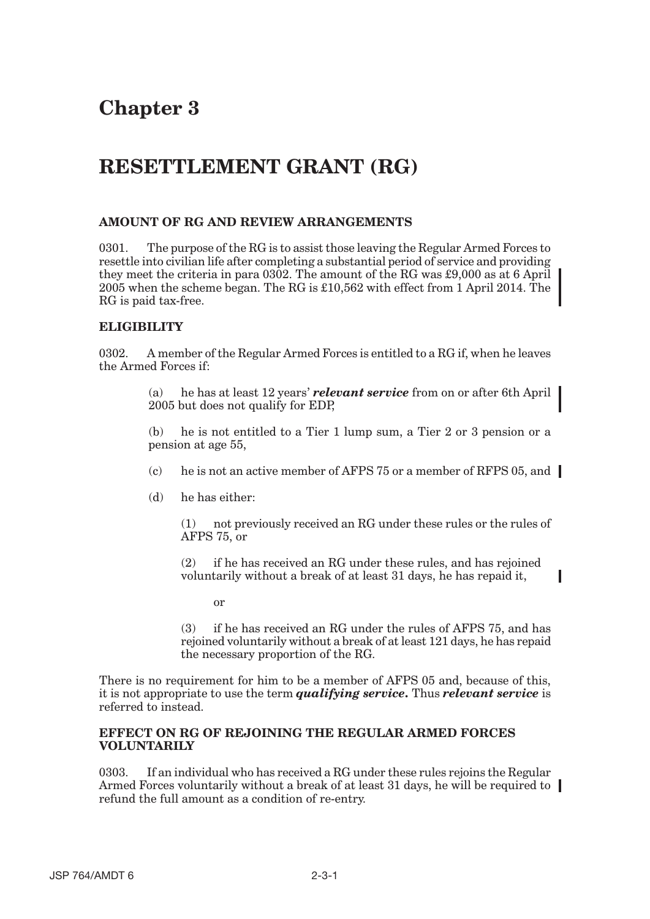# Chapter 3

# RESETTLEMENT GRANT (RG)

### AMOUNT OF RG AND REVIEW ARRANGEMENTS

0301. The purpose of the RG is to assist those leaving the Regular Armed Forces to resettle into civilian life after completing a substantial period of service and providing they meet the criteria in para 0302. The amount of the RG was £9,000 as at 6 April 2005 when the scheme began. The RG is £10,562 with effect from 1 April 2014. The RG is paid tax-free.

### ELIGIBILITY

0302. A member of the Regular Armed Forces is entitled to a RG if, when he leaves the Armed Forces if:

> (a) he has at least 12 years' ***relevant service*** from on or after 6th April 2005 but does not qualify for EDP,
>
> (b) he is not entitled to a Tier 1 lump sum, a Tier 2 or 3 pension or a pension at age 55,
>
> (c) he is not an active member of AFPS 75 or a member of RFPS 05, and
>
> (d) he has either:
>
> > (1) not previously received an RG under these rules or the rules of AFPS 75, or
> >
> > (2) if he has received an RG under these rules, and has rejoined voluntarily without a break of at least 31 days, he has repaid it,
> >
> > or
> >
> > (3) if he has received an RG under the rules of AFPS 75, and has rejoined voluntarily without a break of at least 121 days, he has repaid the necessary proportion of the RG.

There is no requirement for him to be a member of AFPS 05 and, because of this, it is not appropriate to use the term ***qualifying service***. Thus ***relevant service*** is referred to instead.

### EFFECT ON RG OF REJOINING THE REGULAR ARMED FORCES VOLUNTARILY

0303. If an individual who has received a RG under these rules rejoins the Regular Armed Forces voluntarily without a break of at least 31 days, he will be required to refund the full amount as a condition of re-entry.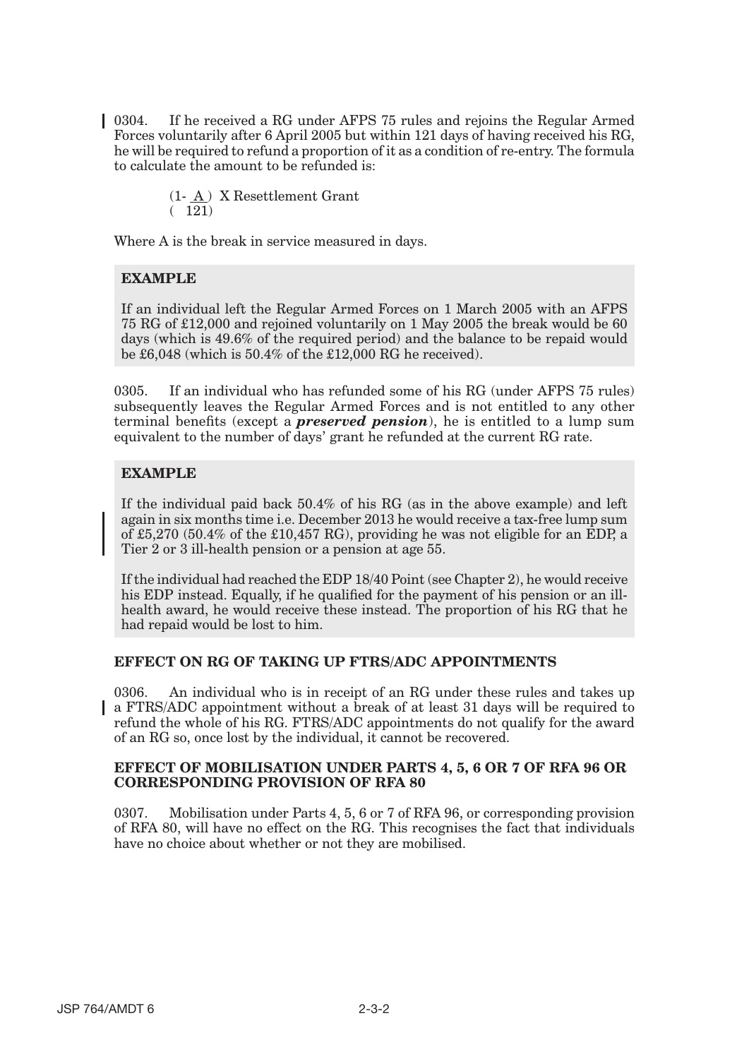0304. If he received a RG under AFPS 75 rules and rejoins the Regular Armed Forces voluntarily after 6 April 2005 but within 121 days of having received his RG, he will be required to refund a proportion of it as a condition of re-entry. The formula to calculate the amount to be refunded is:

$$\left(1 - \frac{A}{121}\right) \times \text{Resettlement Grant}$$

Where A is the break in service measured in days.

**EXAMPLE**

If an individual left the Regular Armed Forces on 1 March 2005 with an AFPS 75 RG of £12,000 and rejoined voluntarily on 1 May 2005 the break would be 60 days (which is 49.6% of the required period) and the balance to be repaid would be £6,048 (which is 50.4% of the £12,000 RG he received).

0305. If an individual who has refunded some of his RG (under AFPS 75 rules) subsequently leaves the Regular Armed Forces and is not entitled to any other terminal benefits (except a ***preserved pension***), he is entitled to a lump sum equivalent to the number of days' grant he refunded at the current RG rate.

**EXAMPLE**

If the individual paid back 50.4% of his RG (as in the above example) and left again in six months time i.e. December 2013 he would receive a tax-free lump sum of £5,270 (50.4% of the £10,457 RG), providing he was not eligible for an EDP, a Tier 2 or 3 ill-health pension or a pension at age 55.

If the individual had reached the EDP 18/40 Point (see Chapter 2), he would receive his EDP instead. Equally, if he qualified for the payment of his pension or an ill-health award, he would receive these instead. The proportion of his RG that he had repaid would be lost to him.

**EFFECT ON RG OF TAKING UP FTRS/ADC APPOINTMENTS**

0306. An individual who is in receipt of an RG under these rules and takes up a FTRS/ADC appointment without a break of at least 31 days will be required to refund the whole of his RG. FTRS/ADC appointments do not qualify for the award of an RG so, once lost by the individual, it cannot be recovered.

**EFFECT OF MOBILISATION UNDER PARTS 4, 5, 6 OR 7 OF RFA 96 OR CORRESPONDING PROVISION OF RFA 80**

0307. Mobilisation under Parts 4, 5, 6 or 7 of RFA 96, or corresponding provision of RFA 80, will have no effect on the RG. This recognises the fact that individuals have no choice about whether or not they are mobilised.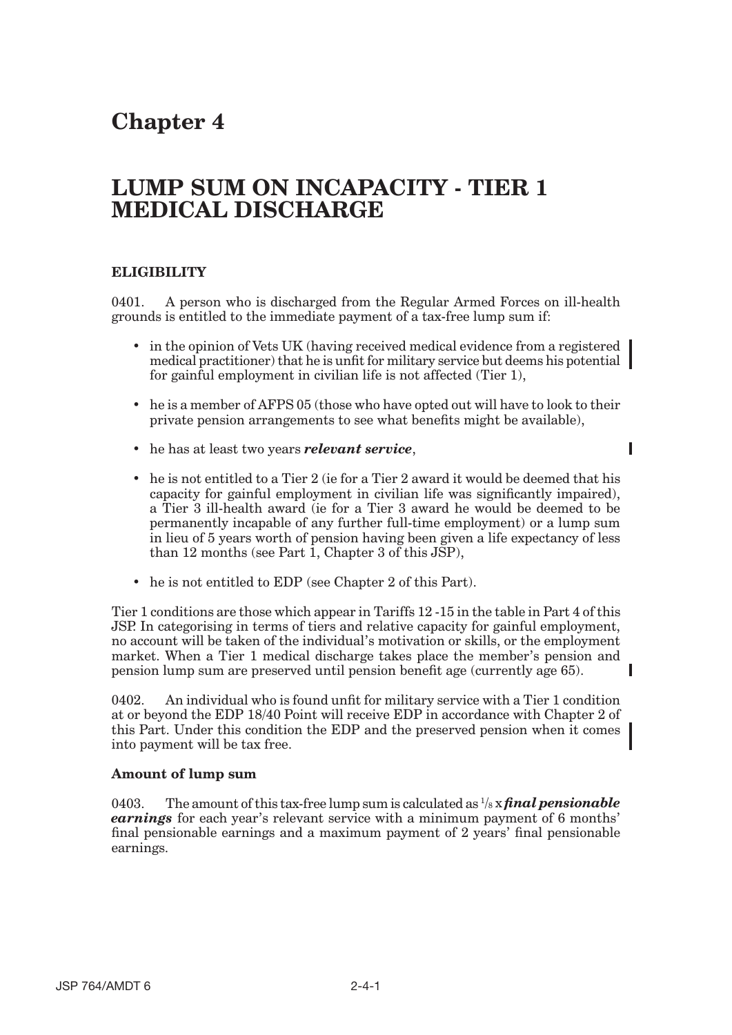# Chapter 4

# LUMP SUM ON INCAPACITY - TIER 1 MEDICAL DISCHARGE

## ELIGIBILITY

0401. A person who is discharged from the Regular Armed Forces on ill-health grounds is entitled to the immediate payment of a tax-free lump sum if:

- in the opinion of Vets UK (having received medical evidence from a registered medical practitioner) that he is unfit for military service but deems his potential for gainful employment in civilian life is not affected (Tier 1),
- he is a member of AFPS 05 (those who have opted out will have to look to their private pension arrangements to see what benefits might be available),
- he has at least two years ***relevant service***,
- he is not entitled to a Tier 2 (ie for a Tier 2 award it would be deemed that his capacity for gainful employment in civilian life was significantly impaired), a Tier 3 ill-health award (ie for a Tier 3 award he would be deemed to be permanently incapable of any further full-time employment) or a lump sum in lieu of 5 years worth of pension having been given a life expectancy of less than 12 months (see Part 1, Chapter 3 of this JSP),
- he is not entitled to EDP (see Chapter 2 of this Part).

Tier 1 conditions are those which appear in Tariffs 12 -15 in the table in Part 4 of this JSP. In categorising in terms of tiers and relative capacity for gainful employment, no account will be taken of the individual's motivation or skills, or the employment market. When a Tier 1 medical discharge takes place the member's pension and pension lump sum are preserved until pension benefit age (currently age 65).

0402. An individual who is found unfit for military service with a Tier 1 condition at or beyond the EDP 18/40 Point will receive EDP in accordance with Chapter 2 of this Part. Under this condition the EDP and the preserved pension when it comes into payment will be tax free.

### Amount of lump sum

0403. The amount of this tax-free lump sum is calculated as $^{1}/_{8}$ x ***final pensionable earnings*** for each year's relevant service with a minimum payment of 6 months' final pensionable earnings and a maximum payment of 2 years' final pensionable earnings.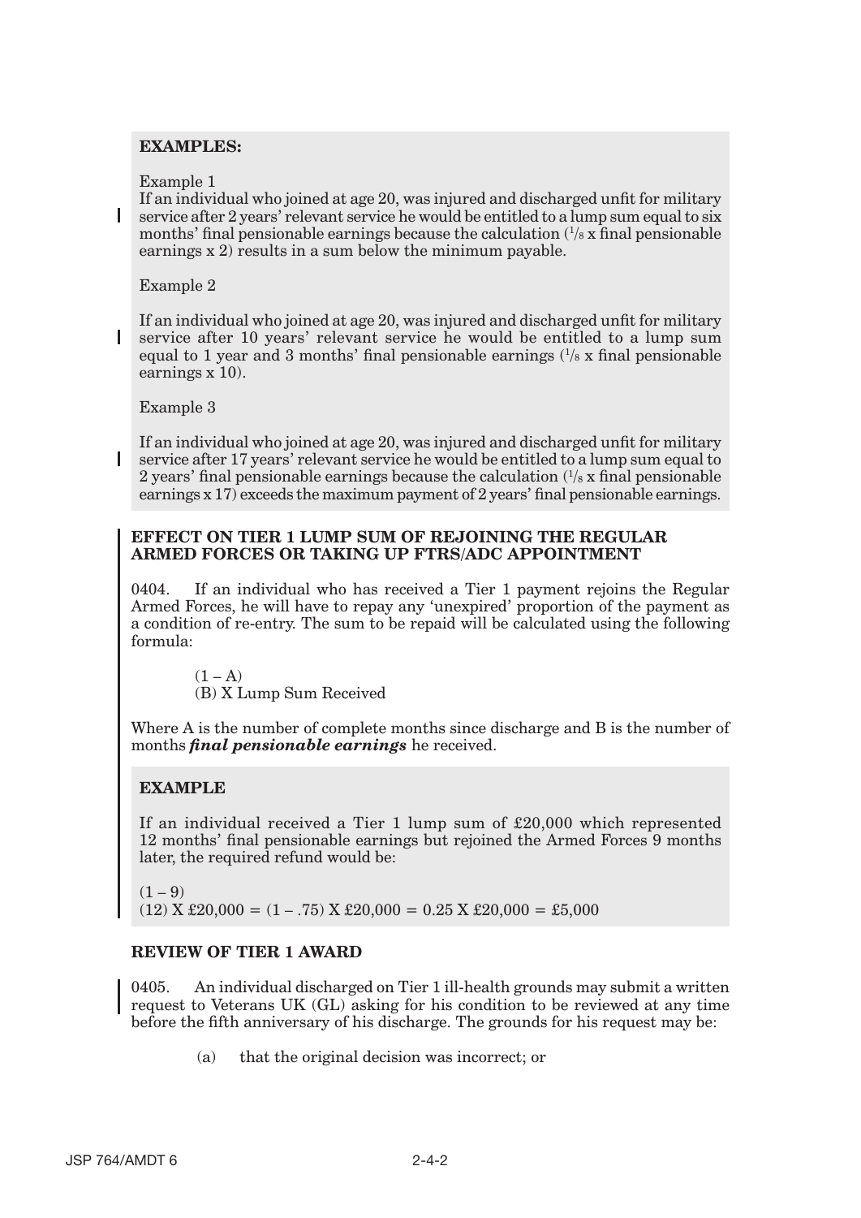**EXAMPLES:**

Example 1

If an individual who joined at age 20, was injured and discharged unfit for military service after 2 years' relevant service he would be entitled to a lump sum equal to six months' final pensionable earnings because the calculation ($^1/_8$ x final pensionable earnings x 2) results in a sum below the minimum payable.

Example 2

If an individual who joined at age 20, was injured and discharged unfit for military service after 10 years' relevant service he would be entitled to a lump sum equal to 1 year and 3 months' final pensionable earnings ($^1/_8$ x final pensionable earnings x 10).

Example 3

If an individual who joined at age 20, was injured and discharged unfit for military service after 17 years' relevant service he would be entitled to a lump sum equal to 2 years' final pensionable earnings because the calculation ($^1/_8$ x final pensionable earnings x 17) exceeds the maximum payment of 2 years' final pensionable earnings.

## EFFECT ON TIER 1 LUMP SUM OF REJOINING THE REGULAR ARMED FORCES OR TAKING UP FTRS/ADC APPOINTMENT

0404. If an individual who has received a Tier 1 payment rejoins the Regular Armed Forces, he will have to repay any 'unexpired' proportion of the payment as a condition of re-entry. The sum to be repaid will be calculated using the following formula:

$$\left(1 - \frac{A}{B}\right) \times \text{Lump Sum Received}$$

Where A is the number of complete months since discharge and B is the number of months ***final pensionable earnings*** he received.

**EXAMPLE**

If an individual received a Tier 1 lump sum of £20,000 which represented 12 months' final pensionable earnings but rejoined the Armed Forces 9 months later, the required refund would be:

$$\left(1 - \frac{9}{12}\right) \times £20{,}000 = (1 - .75) \times £20{,}000 = 0.25 \times £20{,}000 = £5{,}000$$

## REVIEW OF TIER 1 AWARD

0405. An individual discharged on Tier 1 ill-health grounds may submit a written request to Veterans UK (GL) asking for his condition to be reviewed at any time before the fifth anniversary of his discharge. The grounds for his request may be:

(a) that the original decision was incorrect; or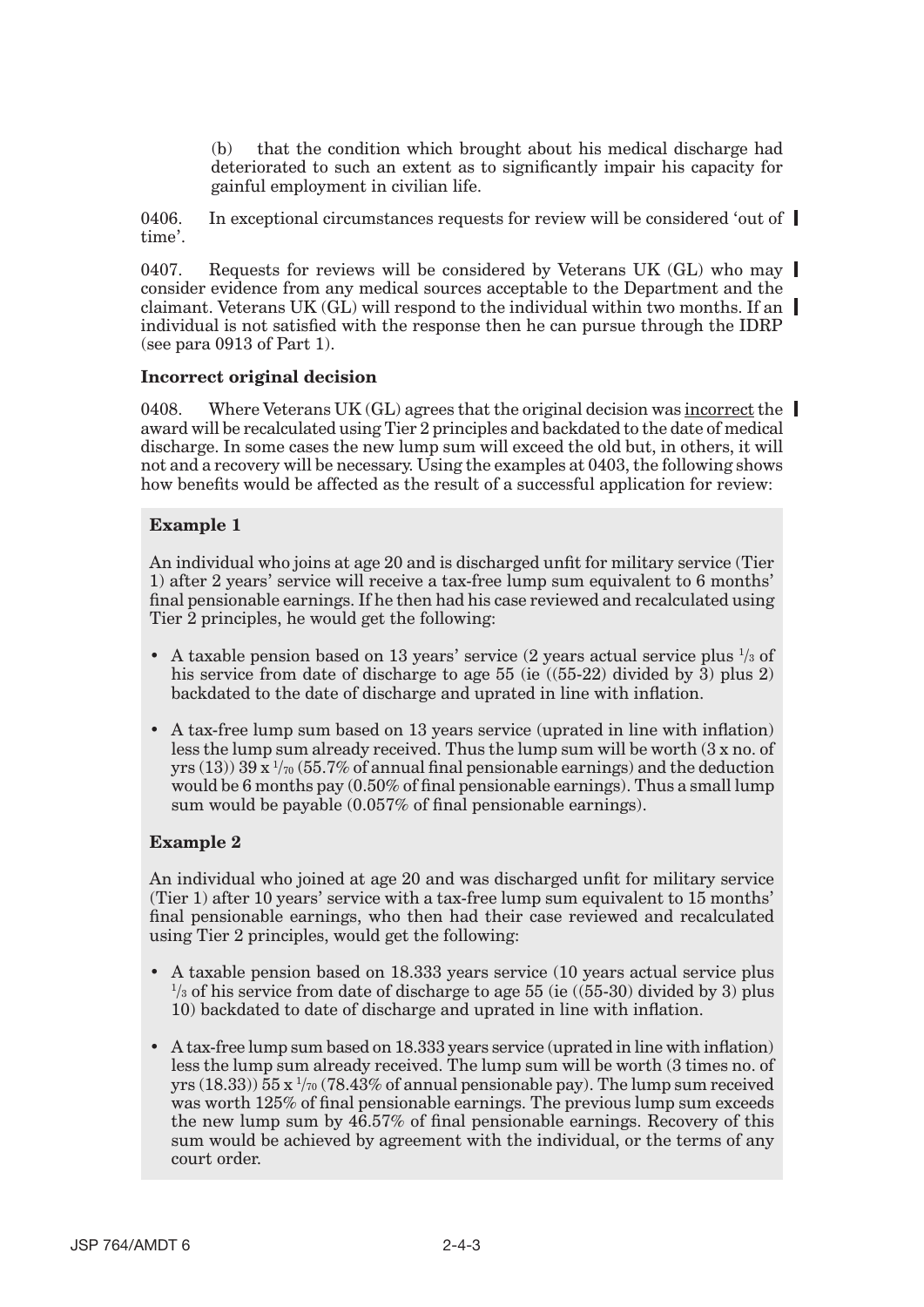(b) that the condition which brought about his medical discharge had deteriorated to such an extent as to significantly impair his capacity for gainful employment in civilian life.

0406. In exceptional circumstances requests for review will be considered 'out of time'.

0407. Requests for reviews will be considered by Veterans UK (GL) who may consider evidence from any medical sources acceptable to the Department and the claimant. Veterans UK (GL) will respond to the individual within two months. If an individual is not satisfied with the response then he can pursue through the IDRP (see para 0913 of Part 1).

**Incorrect original decision**

0408. Where Veterans UK (GL) agrees that the original decision was <u>incorrect</u> the award will be recalculated using Tier 2 principles and backdated to the date of medical discharge. In some cases the new lump sum will exceed the old but, in others, it will not and a recovery will be necessary. Using the examples at 0403, the following shows how benefits would be affected as the result of a successful application for review:

**Example 1**

An individual who joins at age 20 and is discharged unfit for military service (Tier 1) after 2 years' service will receive a tax-free lump sum equivalent to 6 months' final pensionable earnings. If he then had his case reviewed and recalculated using Tier 2 principles, he would get the following:

- A taxable pension based on 13 years' service (2 years actual service plus $^1/_3$ of his service from date of discharge to age 55 (ie ((55-22) divided by 3) plus 2) backdated to the date of discharge and uprated in line with inflation.
- A tax-free lump sum based on 13 years service (uprated in line with inflation) less the lump sum already received. Thus the lump sum will be worth (3 x no. of yrs (13)) 39 x $^1/_{70}$ (55.7% of annual final pensionable earnings) and the deduction would be 6 months pay (0.50% of final pensionable earnings). Thus a small lump sum would be payable (0.057% of final pensionable earnings).

**Example 2**

An individual who joined at age 20 and was discharged unfit for military service (Tier 1) after 10 years' service with a tax-free lump sum equivalent to 15 months' final pensionable earnings, who then had their case reviewed and recalculated using Tier 2 principles, would get the following:

- A taxable pension based on 18.333 years service (10 years actual service plus $^1/_3$ of his service from date of discharge to age 55 (ie ((55-30) divided by 3) plus 10) backdated to date of discharge and uprated in line with inflation.
- A tax-free lump sum based on 18.333 years service (uprated in line with inflation) less the lump sum already received. The lump sum will be worth (3 times no. of yrs (18.33)) 55 x $^1/_{70}$ (78.43% of annual pensionable pay). The lump sum received was worth 125% of final pensionable earnings. The previous lump sum exceeds the new lump sum by 46.57% of final pensionable earnings. Recovery of this sum would be achieved by agreement with the individual, or the terms of any court order.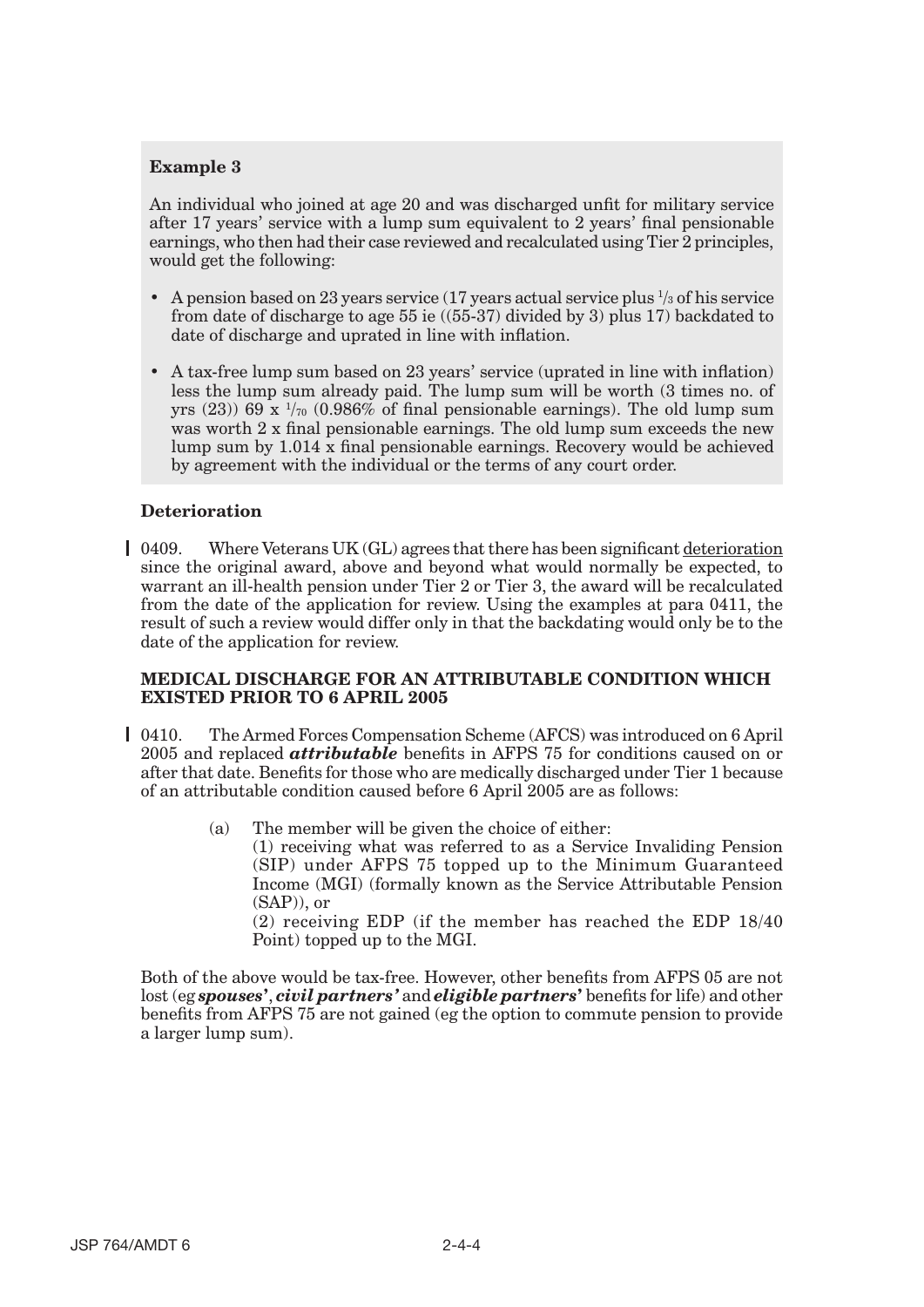**Example 3**

An individual who joined at age 20 and was discharged unfit for military service after 17 years' service with a lump sum equivalent to 2 years' final pensionable earnings, who then had their case reviewed and recalculated using Tier 2 principles, would get the following:

- A pension based on 23 years service (17 years actual service plus $^1/_3$ of his service from date of discharge to age 55 ie ((55-37) divided by 3) plus 17) backdated to date of discharge and uprated in line with inflation.
- A tax-free lump sum based on 23 years' service (uprated in line with inflation) less the lump sum already paid. The lump sum will be worth (3 times no. of yrs (23)) 69 x $^1/_{70}$ (0.986% of final pensionable earnings). The old lump sum was worth 2 x final pensionable earnings. The old lump sum exceeds the new lump sum by 1.014 x final pensionable earnings. Recovery would be achieved by agreement with the individual or the terms of any court order.

**Deterioration**

0409. Where Veterans UK (GL) agrees that there has been significant deterioration since the original award, above and beyond what would normally be expected, to warrant an ill-health pension under Tier 2 or Tier 3, the award will be recalculated from the date of the application for review. Using the examples at para 0411, the result of such a review would differ only in that the backdating would only be to the date of the application for review.

**MEDICAL DISCHARGE FOR AN ATTRIBUTABLE CONDITION WHICH EXISTED PRIOR TO 6 APRIL 2005**

0410. The Armed Forces Compensation Scheme (AFCS) was introduced on 6 April 2005 and replaced ***attributable*** benefits in AFPS 75 for conditions caused on or after that date. Benefits for those who are medically discharged under Tier 1 because of an attributable condition caused before 6 April 2005 are as follows:

(a) The member will be given the choice of either:
(1) receiving what was referred to as a Service Invaliding Pension (SIP) under AFPS 75 topped up to the Minimum Guaranteed Income (MGI) (formally known as the Service Attributable Pension (SAP)), or
(2) receiving EDP (if the member has reached the EDP 18/40 Point) topped up to the MGI.

Both of the above would be tax-free. However, other benefits from AFPS 05 are not lost (eg ***spouses'***, ***civil partners'*** and ***eligible partners'*** benefits for life) and other benefits from AFPS 75 are not gained (eg the option to commute pension to provide a larger lump sum).